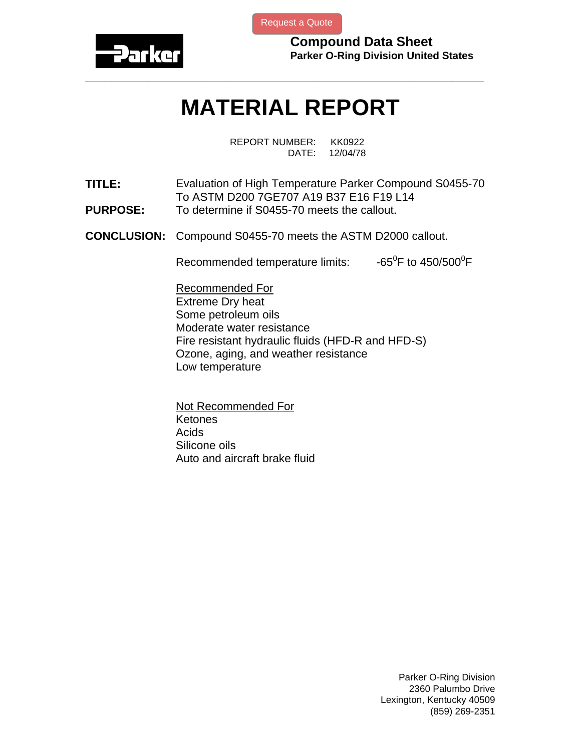Request a Quote

**Compound Data Sheet**
**Parker O-Ring Division United States**

# MATERIAL REPORT

REPORT NUMBER: KK0922
DATE: 12/04/78

**TITLE:** Evaluation of High Temperature Parker Compound S0455-70 To ASTM D200 7GE707 A19 B37 E16 F19 L14

**PURPOSE:** To determine if S0455-70 meets the callout.

**CONCLUSION:** Compound S0455-70 meets the ASTM D2000 callout.

Recommended temperature limits: -65$^{0}$F to 450/500$^{0}$F

<u>Recommended For</u>
Extreme Dry heat
Some petroleum oils
Moderate water resistance
Fire resistant hydraulic fluids (HFD-R and HFD-S)
Ozone, aging, and weather resistance
Low temperature

<u>Not Recommended For</u>
Ketones
Acids
Silicone oils
Auto and aircraft brake fluid

Parker O-Ring Division
2360 Palumbo Drive
Lexington, Kentucky 40509
(859) 269-2351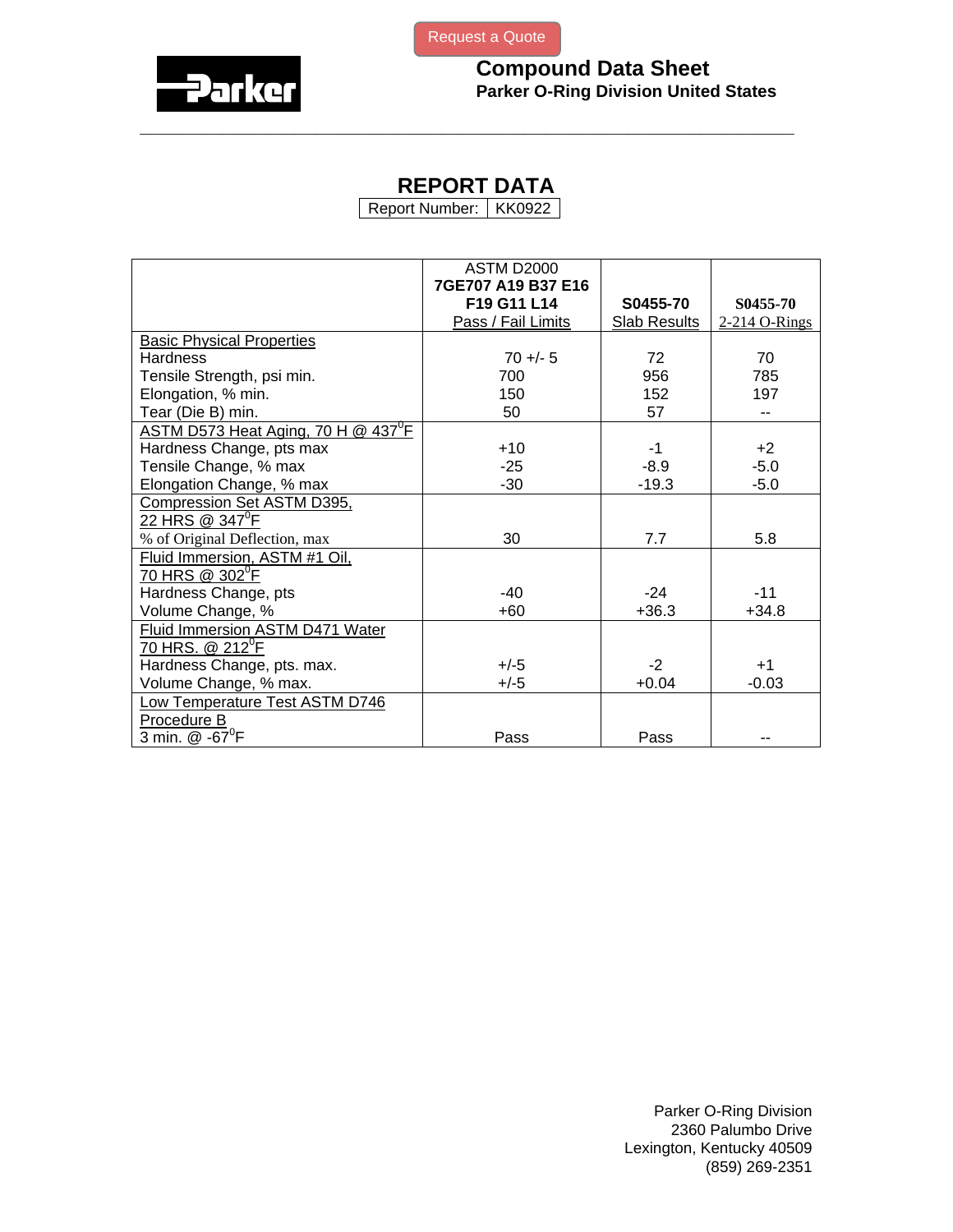Request a Quote

# Compound Data Sheet

**Parker O-Ring Division United States**

## REPORT DATA

| Report Number: | KK0922 |
|---|---|

| | ASTM D2000 **7GE707 A19 B37 E16 F19 G11 L14** Pass / Fail Limits | **S0455-70** Slab Results | **S0455-70** 2-214 O-Rings |
|---|---|---|---|
| Basic Physical Properties | | | |
| Hardness | 70 +/- 5 | 72 | 70 |
| Tensile Strength, psi min. | 700 | 956 | 785 |
| Elongation, % min. | 150 | 152 | 197 |
| Tear (Die B) min. | 50 | 57 | -- |
| ASTM D573 Heat Aging, 70 H @ 437°F | | | |
| Hardness Change, pts max | +10 | -1 | +2 |
| Tensile Change, % max | -25 | -8.9 | -5.0 |
| Elongation Change, % max | -30 | -19.3 | -5.0 |
| Compression Set ASTM D395, 22 HRS @ 347°F | | | |
| % of Original Deflection, max | 30 | 7.7 | 5.8 |
| Fluid Immersion, ASTM #1 Oil, 70 HRS @ 302°F | | | |
| Hardness Change, pts | -40 | -24 | -11 |
| Volume Change, % | +60 | +36.3 | +34.8 |
| Fluid Immersion ASTM D471 Water 70 HRS. @ 212°F | | | |
| Hardness Change, pts. max. | +/-5 | -2 | +1 |
| Volume Change, % max. | +/-5 | +0.04 | -0.03 |
| Low Temperature Test ASTM D746 Procedure B | | | |
| 3 min. @ -67°F | Pass | Pass | -- |

Parker O-Ring Division
2360 Palumbo Drive
Lexington, Kentucky 40509
(859) 269-2351